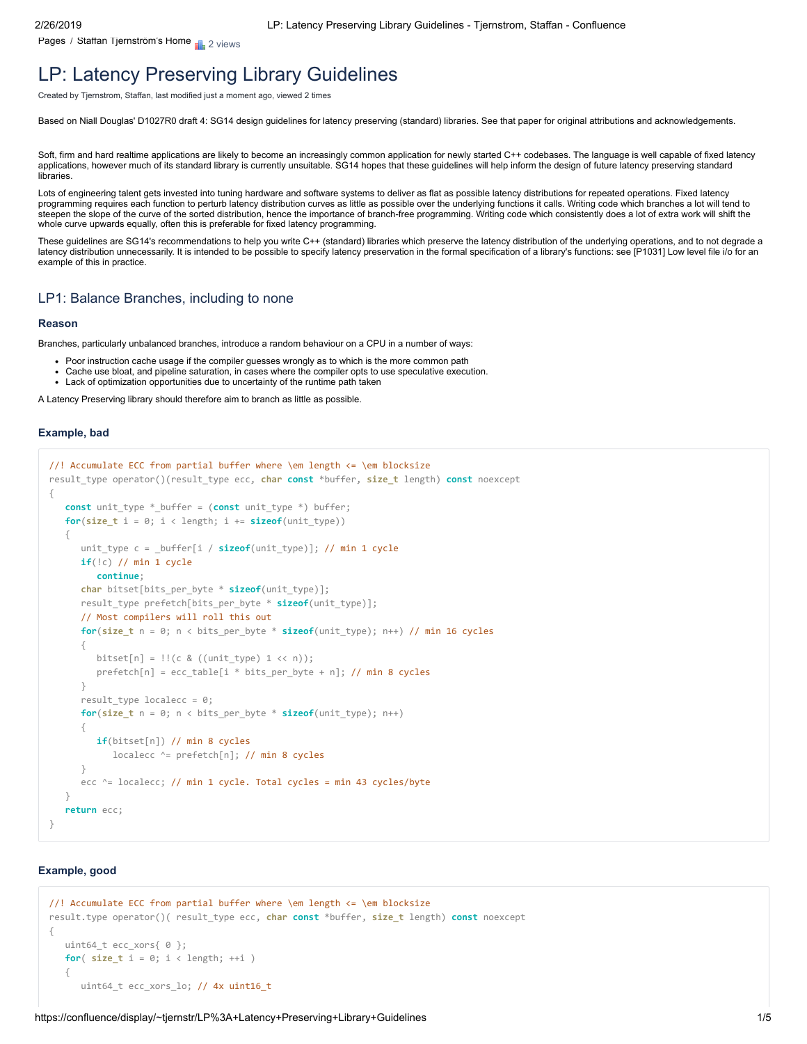Pages / Staffan Tjernström's Home

# LP: Latency Preserving Library Guidelines

Created by Tjernstrom, Staffan, last modified just a moment ago, viewed 2 times

Based on Niall Douglas' D1027R0 draft 4: SG14 design guidelines for latency preserving (standard) libraries. See that paper for original attributions and acknowledgements.

Soft, firm and hard realtime applications are likely to become an increasingly common application for newly started C++ codebases. The language is well capable of fixed latency applications, however much of its standard library is currently unsuitable. SG14 hopes that these guidelines will help inform the design of future latency preserving standard libraries.

Lots of engineering talent gets invested into tuning hardware and software systems to deliver as flat as possible latency distributions for repeated operations. Fixed latency programming requires each function to perturb latency distribution curves as little as possible over the underlying functions it calls. Writing code which branches a lot will tend to steepen the slope of the curve of the sorted distribution, hence the importance of branch-free programming. Writing code which consistently does a lot of extra work will shift the whole curve upwards equally, often this is preferable for fixed latency programming.

These guidelines are SG14's recommendations to help you write C++ (standard) libraries which preserve the latency distribution of the underlying operations, and to not degrade a latency distribution unnecessarily. It is intended to be possible to specify latency preservation in the formal specification of a library's functions: see [P1031] Low level file i/o for an example of this in practice.

## LP1: Balance Branches, including to none

### Reason

Branches, particularly unbalanced branches, introduce a random behaviour on a CPU in a number of ways:

- Poor instruction cache usage if the compiler guesses wrongly as to which is the more common path
- Cache use bloat, and pipeline saturation, in cases where the compiler opts to use speculative execution.
- Lack of optimization opportunities due to uncertainty of the runtime path taken

A Latency Preserving library should therefore aim to branch as little as possible.

### Example, bad

```
//! Accumulate ECC from partial buffer where \em length <= \em blocksize
result_type operator()(result_type ecc, char const *buffer, size_t length) const noexcept
{
   const unit_type *_buffer = (const unit_type *) buffer;
   for(size_t i = 0; i < length; i += sizeof(unit_type))
   {
      unit_type c = _buffer[i / sizeof(unit_type)]; // min 1 cycle
      if(!c) // min 1 cycle
         continue;
      char bitset[bits_per_byte * sizeof(unit_type)];
      result_type prefetch[bits_per_byte * sizeof(unit_type)];
      // Most compilers will roll this out
      for(size_t n = 0; n < bits_per_byte * sizeof(unit_type); n++) // min 16 cycles
      {
         bitset[n] = !!(c & ((unit_type) 1 << n));
         prefetch[n] = ecc_table[i * bits_per_byte + n]; // min 8 cycles
      }
      result_type localecc = 0;
      for(size_t n = 0; n < bits_per_byte * sizeof(unit_type); n++)
      {
         if(bitset[n]) // min 8 cycles
            localecc ^= prefetch[n]; // min 8 cycles
      }
      ecc ^= localecc; // min 1 cycle. Total cycles = min 43 cycles/byte
   }
   return ecc;
}
```

### Example, good

```
//! Accumulate ECC from partial buffer where \em length <= \em blocksize
result.type operator()( result_type ecc, char const *buffer, size_t length) const noexcept
{
   uint64_t ecc_xors{ 0 };
   for( size_t i = 0; i < length; ++i )
   {
      uint64_t ecc_xors_lo; // 4x uint16_t
```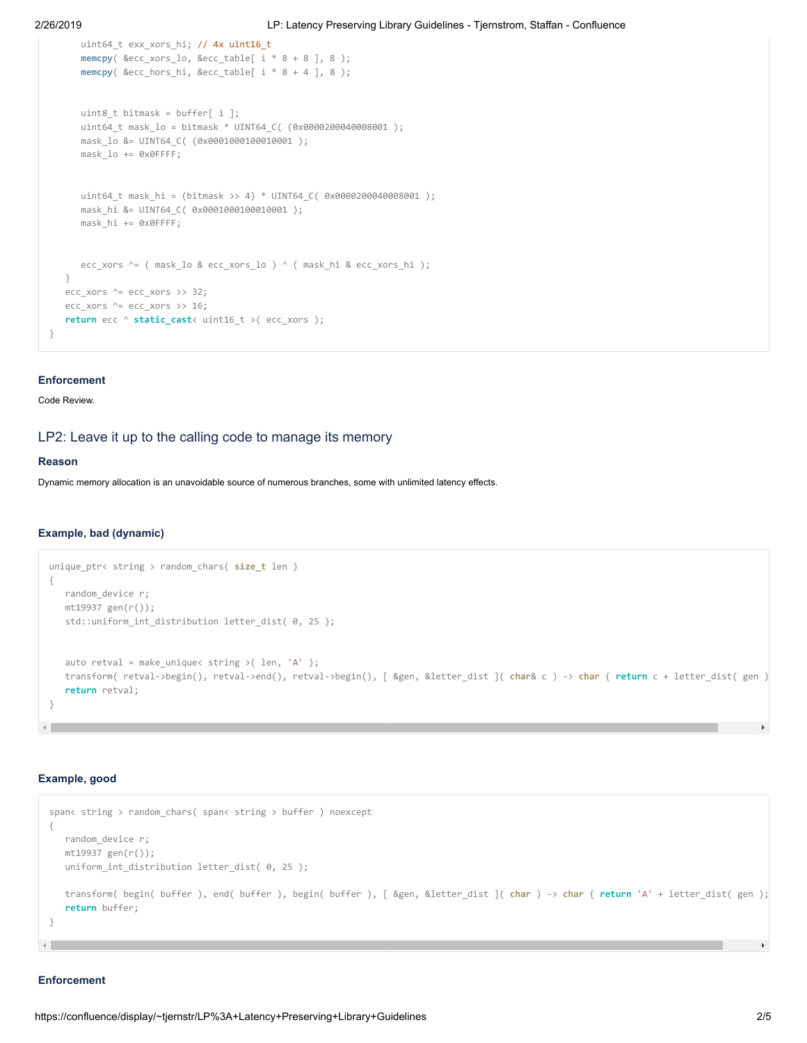```
      uint64_t exx_xors_hi; // 4x uint16_t
      memcpy( &ecc_xors_lo, &ecc_table[ i * 8 + 8 ], 8 );
      memcpy( &ecc_hors_hi, &ecc_table[ i * 8 + 4 ], 8 );


      uint8_t bitmask = buffer[ i ];
      uint64_t mask_lo = bitmask * UINT64_C( (0x0000200040008001 );
      mask_lo &= UINT64_C( (0x0001000100010001 );
      mask_lo += 0x0FFFF;


      uint64_t mask_hi = (bitmask >> 4) * UINT64_C( 0x0000200040008001 );
      mask_hi &= UINT64_C( 0x0001000100010001 );
      mask_hi += 0x0FFFF;


      ecc_xors ^= ( mask_lo & ecc_xors_lo ) ^ ( mask_hi & ecc_xors_hi );
   }
   ecc_xors ^= ecc_xors >> 32;
   ecc_xors ^= ecc_xors >> 16;
   return ecc ^ static_cast< uint16_t >( ecc_xors );
}
```

### Enforcement

Code Review.

## LP2: Leave it up to the calling code to manage its memory

### Reason

Dynamic memory allocation is an unavoidable source of numerous branches, some with unlimited latency effects.

### Example, bad (dynamic)

```
unique_ptr< string > random_chars( size_t len )
{
   random_device r;
   mt19937 gen(r());
   std::uniform_int_distribution letter_dist( 0, 25 );


   auto retval = make_unique< string >( len, 'A' );
   transform( retval->begin(), retval->end(), retval->begin(), [ &gen, &letter_dist ]( char& c ) -> char { return c + letter_dist( gen )
   return retval;
}
```

### Example, good

```
span< string > random_chars( span< string > buffer ) noexcept
{
   random_device r;
   mt19937 gen(r());
   uniform_int_distribution letter_dist( 0, 25 );

   transform( begin( buffer ), end( buffer ), begin( buffer ), [ &gen, &letter_dist ]( char ) -> char { return 'A' + letter_dist( gen );
   return buffer;
}
```

### Enforcement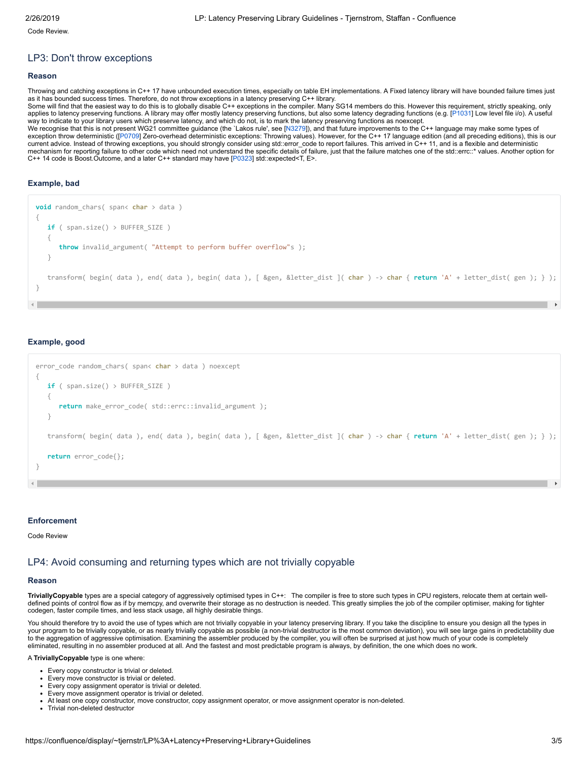Code Review.

## LP3: Don't throw exceptions

### Reason

Throwing and catching exceptions in C++ 17 have unbounded execution times, especially on table EH implementations. A Fixed latency library will have bounded failure times just as it has bounded success times. Therefore, do not throw exceptions in a latency preserving C++ library.
Some will find that the easiest way to do this is to globally disable C++ exceptions in the compiler. Many SG14 members do this. However this requirement, strictly speaking, only applies to latency preserving functions. A library may offer mostly latency preserving functions, but also some latency degrading functions (e.g. [P1031] Low level file i/o). A useful way to indicate to your library users which preserve latency, and which do not, is to mark the latency preserving functions as noexcept.
We recognise that this is not present WG21 committee guidance (the `Lakos rule', see [N3279]), and that future improvements to the C++ language may make some types of exception throw deterministic ([P0709] Zero-overhead deterministic exceptions: Throwing values). However, for the C++ 17 language edition (and all preceding editions), this is our current advice. Instead of throwing exceptions, you should strongly consider using std::error_code to report failures. This arrived in C++ 11, and is a flexible and deterministic mechanism for reporting failure to other code which need not understand the specific details of failure, just that the failure matches one of the std::errc::* values. Another option for C++ 14 code is Boost.Outcome, and a later C++ standard may have [P0323] std::expected<T, E>.

### Example, bad

```
void random_chars( span< char > data )
{
   if ( span.size() > BUFFER_SIZE )
   {
      throw invalid_argument( "Attempt to perform buffer overflow"s );
   }

   transform( begin( data ), end( data ), begin( data ), [ &gen, &letter_dist ]( char ) -> char { return 'A' + letter_dist( gen ); } );
}
```

### Example, good

```
error_code random_chars( span< char > data ) noexcept
{
   if ( span.size() > BUFFER_SIZE )
   {
      return make_error_code( std::errc::invalid_argument );
   }

   transform( begin( data ), end( data ), begin( data ), [ &gen, &letter_dist ]( char ) -> char { return 'A' + letter_dist( gen ); } );

   return error_code{};
}
```

### Enforcement

Code Review

## LP4: Avoid consuming and returning types which are not trivially copyable

### Reason

**TriviallyCopyable** types are a special category of aggressively optimised types in C++: The compiler is free to store such types in CPU registers, relocate them at certain well-defined points of control flow as if by memcpy, and overwrite their storage as no destruction is needed. This greatly simplies the job of the compiler optimiser, making for tighter codegen, faster compile times, and less stack usage, all highly desirable things.

You should therefore try to avoid the use of types which are not trivially copyable in your latency preserving library. If you take the discipline to ensure you design all the types in your program to be trivially copyable, or as nearly trivially copyable as possible (a non-trivial destructor is the most common deviation), you will see large gains in predictability due to the aggregation of aggressive optimisation. Examining the assembler produced by the compiler, you will often be surprised at just how much of your code is completely eliminated, resulting in no assembler produced at all. And the fastest and most predictable program is always, by definition, the one which does no work.

A **TriviallyCopyable** type is one where:

- Every copy constructor is trivial or deleted.
- Every move constructor is trivial or deleted.
- Every copy assignment operator is trivial or deleted.
- Every move assignment operator is trivial or deleted.
- At least one copy constructor, move constructor, copy assignment operator, or move assignment operator is non-deleted.
- Trivial non-deleted destructor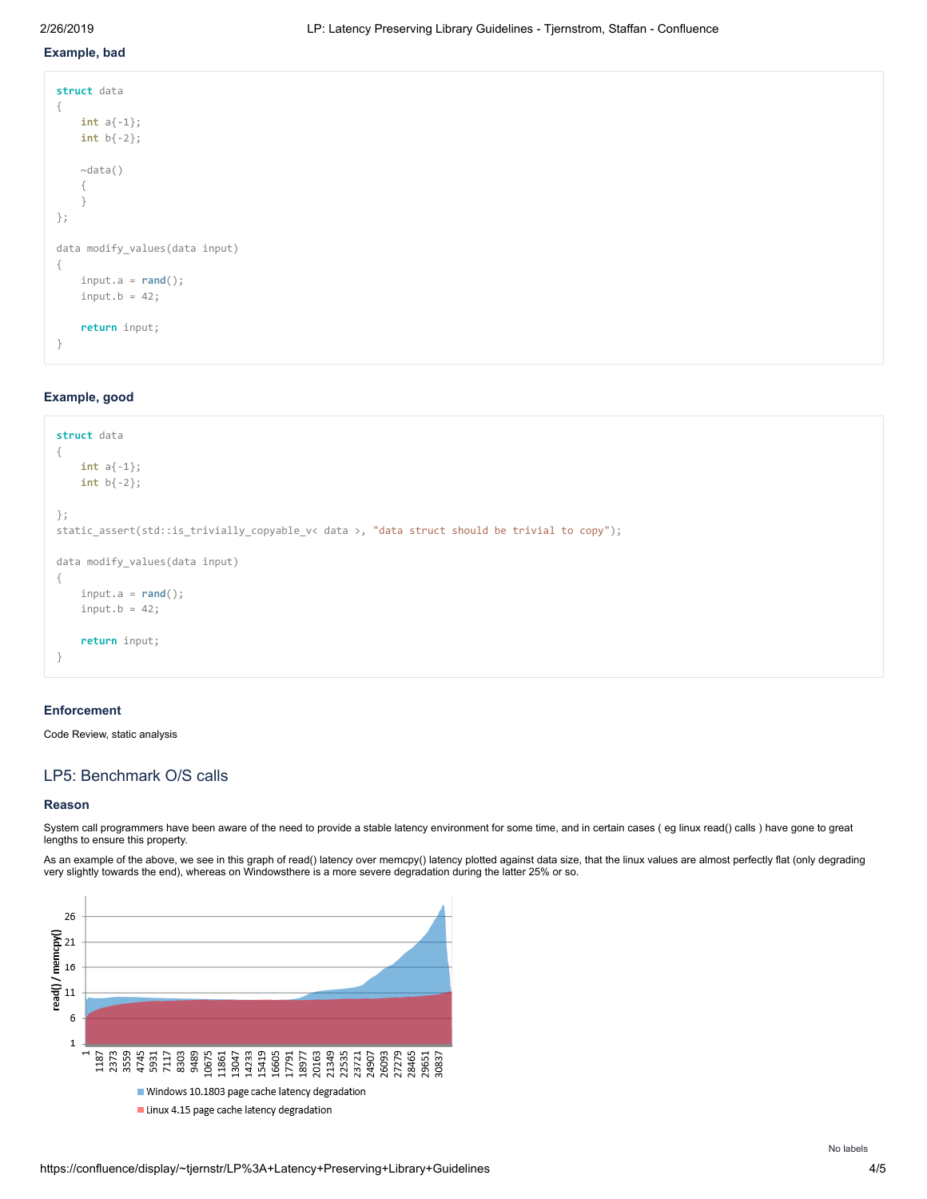### Example, bad

```
struct data
{
    int a{-1};
    int b{-2};

    ~data()
    {
    }
};

data modify_values(data input)
{
    input.a = rand();
    input.b = 42;

    return input;
}
```

### Example, good

```
struct data
{
    int a{-1};
    int b{-2};

};
static_assert(std::is_trivially_copyable_v< data >, "data struct should be trivial to copy");

data modify_values(data input)
{
    input.a = rand();
    input.b = 42;

    return input;
}
```

### Enforcement

Code Review, static analysis

## LP5: Benchmark O/S calls

### Reason

System call programmers have been aware of the need to provide a stable latency environment for some time, and in certain cases ( eg linux read() calls ) have gone to great lengths to ensure this property.

As an example of the above, we see in this graph of read() latency over memcpy() latency plotted against data size, that the linux values are almost perfectly flat (only degrading very slightly towards the end), whereas on Windowsthere is a more severe degradation during the latter 25% or so.

read() / memcpy()

26
21
16
11
6
1

1
1187
2373
3559
4745
5931
7117
8303
9489
10675
11861
13047
14233
15419
16605
17791
18977
20163
21349
22535
23721
24907
26093
27279
28465
29651
30837

Windows 10.1803 page cache latency degradation

Linux 4.15 page cache latency degradation

No labels